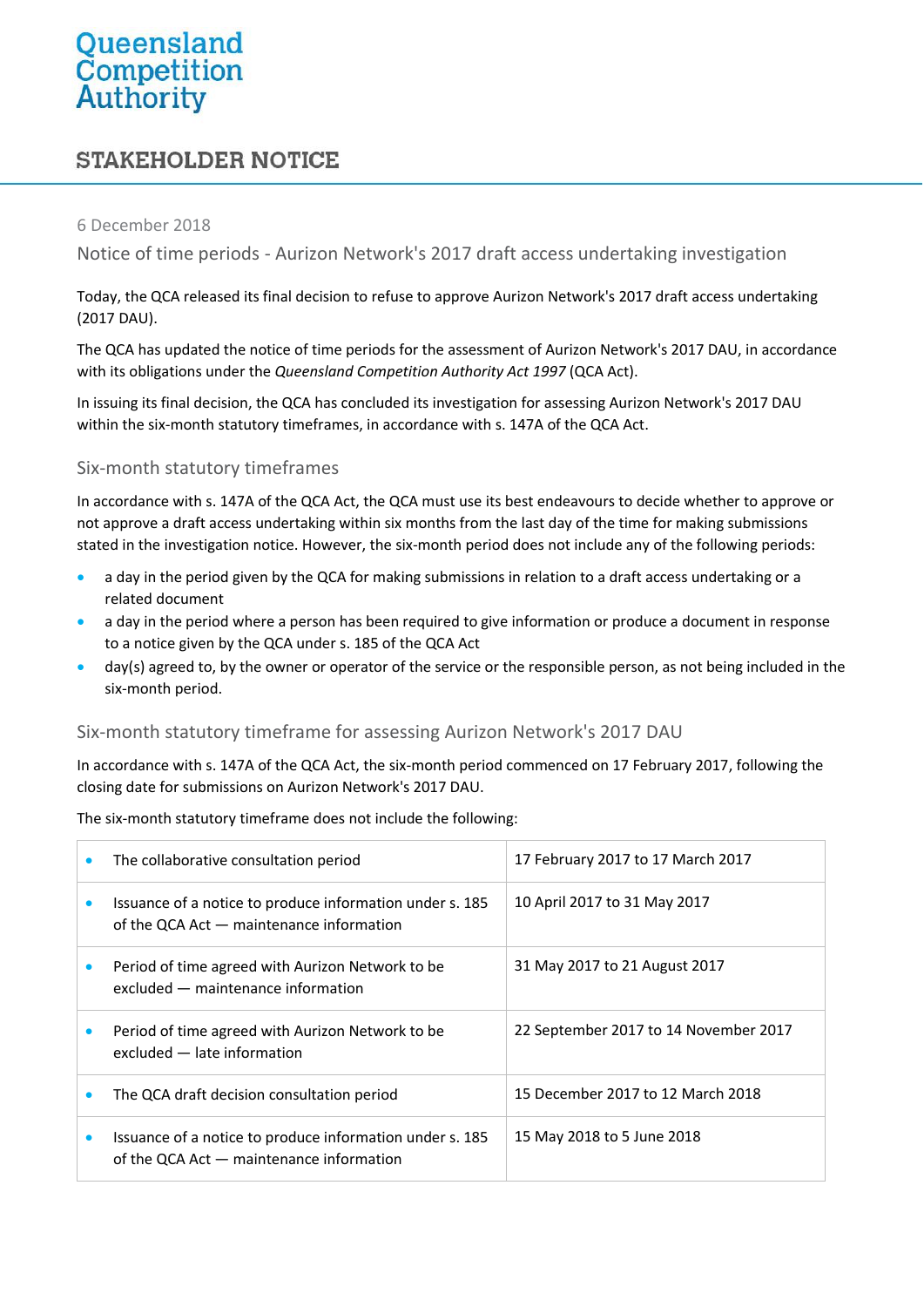# Queensland Competition Authority

## STAKEHOLDER NOTICE

6 December 2018

Notice of time periods - Aurizon Network's 2017 draft access undertaking investigation

Today, the QCA released its final decision to refuse to approve Aurizon Network's 2017 draft access undertaking (2017 DAU).

The QCA has updated the notice of time periods for the assessment of Aurizon Network's 2017 DAU, in accordance with its obligations under the *Queensland Competition Authority Act 1997* (QCA Act).

In issuing its final decision, the QCA has concluded its investigation for assessing Aurizon Network's 2017 DAU within the six-month statutory timeframes, in accordance with s. 147A of the QCA Act.

### Six-month statutory timeframes

In accordance with s. 147A of the QCA Act, the QCA must use its best endeavours to decide whether to approve or not approve a draft access undertaking within six months from the last day of the time for making submissions stated in the investigation notice. However, the six-month period does not include any of the following periods:

- a day in the period given by the QCA for making submissions in relation to a draft access undertaking or a related document
- a day in the period where a person has been required to give information or produce a document in response to a notice given by the QCA under s. 185 of the QCA Act
- day(s) agreed to, by the owner or operator of the service or the responsible person, as not being included in the six-month period.

### Six-month statutory timeframe for assessing Aurizon Network's 2017 DAU

In accordance with s. 147A of the QCA Act, the six-month period commenced on 17 February 2017, following the closing date for submissions on Aurizon Network's 2017 DAU.

The six-month statutory timeframe does not include the following:

| | |
|---|---|
| • The collaborative consultation period | 17 February 2017 to 17 March 2017 |
| • Issuance of a notice to produce information under s. 185 of the QCA Act — maintenance information | 10 April 2017 to 31 May 2017 |
| • Period of time agreed with Aurizon Network to be excluded — maintenance information | 31 May 2017 to 21 August 2017 |
| • Period of time agreed with Aurizon Network to be excluded — late information | 22 September 2017 to 14 November 2017 |
| • The QCA draft decision consultation period | 15 December 2017 to 12 March 2018 |
| • Issuance of a notice to produce information under s. 185 of the QCA Act — maintenance information | 15 May 2018 to 5 June 2018 |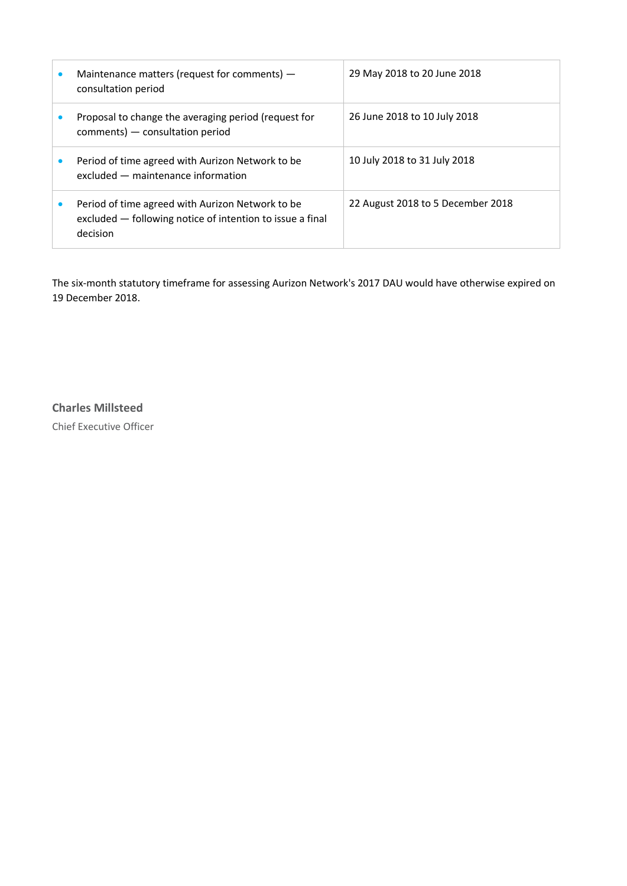| | |
|---|---|
| • Maintenance matters (request for comments) — consultation period | 29 May 2018 to 20 June 2018 |
| • Proposal to change the averaging period (request for comments) — consultation period | 26 June 2018 to 10 July 2018 |
| • Period of time agreed with Aurizon Network to be excluded — maintenance information | 10 July 2018 to 31 July 2018 |
| • Period of time agreed with Aurizon Network to be excluded — following notice of intention to issue a final decision | 22 August 2018 to 5 December 2018 |

The six-month statutory timeframe for assessing Aurizon Network's 2017 DAU would have otherwise expired on 19 December 2018.

**Charles Millsteed**

Chief Executive Officer